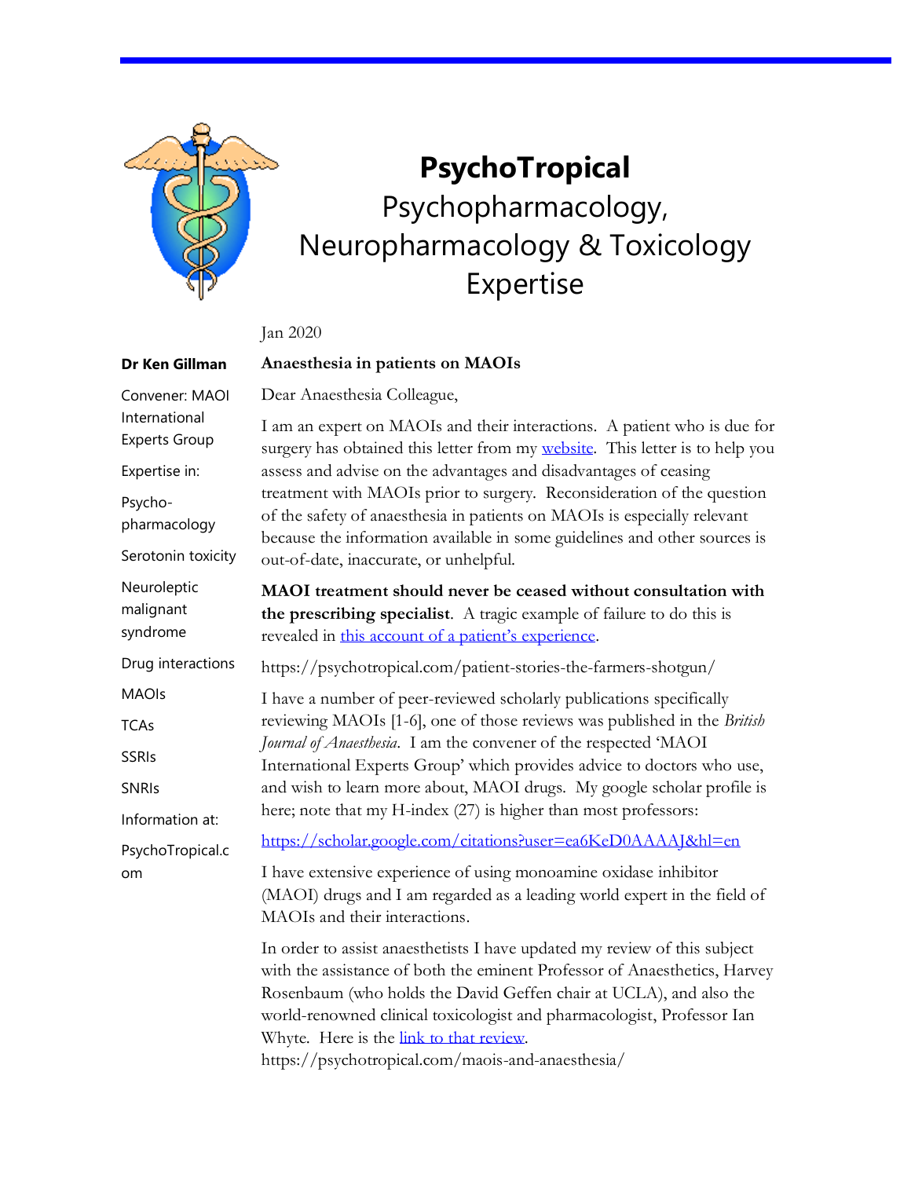# PsychoTropical

Psychopharmacology, Neuropharmacology & Toxicology Expertise

**Dr Ken Gillman**

Convener: MAOI International Experts Group

Expertise in:

Psycho-pharmacology

Serotonin toxicity

Neuroleptic malignant syndrome

Drug interactions

MAOIs

TCAs

SSRIs

SNRIs

Information at:

PsychoTropical.com

Jan 2020

**Anaesthesia in patients on MAOIs**

Dear Anaesthesia Colleague,

I am an expert on MAOIs and their interactions. A patient who is due for surgery has obtained this letter from my website. This letter is to help you assess and advise on the advantages and disadvantages of ceasing treatment with MAOIs prior to surgery. Reconsideration of the question of the safety of anaesthesia in patients on MAOIs is especially relevant because the information available in some guidelines and other sources is out-of-date, inaccurate, or unhelpful.

**MAOI treatment should never be ceased without consultation with the prescribing specialist**. A tragic example of failure to do this is revealed in this account of a patient's experience.

https://psychotropical.com/patient-stories-the-farmers-shotgun/

I have a number of peer-reviewed scholarly publications specifically reviewing MAOIs [1-6], one of those reviews was published in the *British Journal of Anaesthesia*. I am the convener of the respected 'MAOI International Experts Group' which provides advice to doctors who use, and wish to learn more about, MAOI drugs. My google scholar profile is here; note that my H-index (27) is higher than most professors:

https://scholar.google.com/citations?user=ea6KeD0AAAAJ&hl=en

I have extensive experience of using monoamine oxidase inhibitor (MAOI) drugs and I am regarded as a leading world expert in the field of MAOIs and their interactions.

In order to assist anaesthetists I have updated my review of this subject with the assistance of both the eminent Professor of Anaesthetics, Harvey Rosenbaum (who holds the David Geffen chair at UCLA), and also the world-renowned clinical toxicologist and pharmacologist, Professor Ian Whyte. Here is the link to that review.
https://psychotropical.com/maois-and-anaesthesia/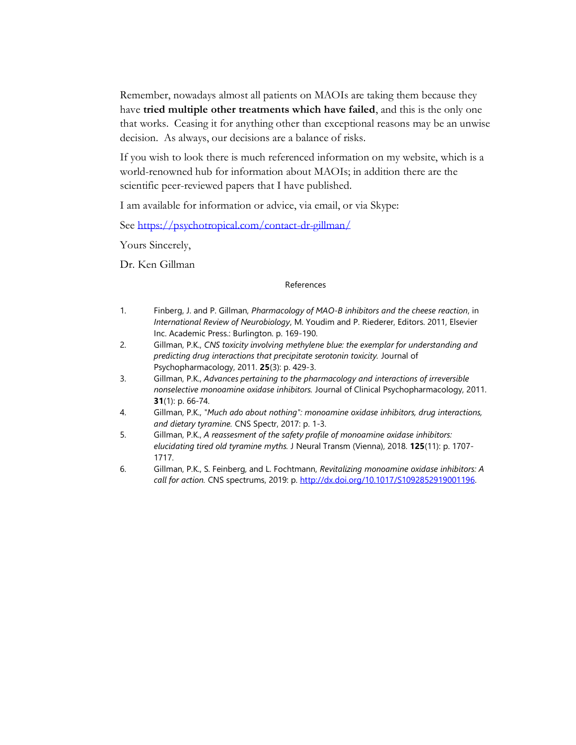Remember, nowadays almost all patients on MAOIs are taking them because they have **tried multiple other treatments which have failed**, and this is the only one that works. Ceasing it for anything other than exceptional reasons may be an unwise decision. As always, our decisions are a balance of risks.

If you wish to look there is much referenced information on my website, which is a world-renowned hub for information about MAOIs; in addition there are the scientific peer-reviewed papers that I have published.

I am available for information or advice, via email, or via Skype:

See [https://psychotropical.com/contact-dr-gillman/](https://psychotropical.com/contact-dr-gillman/)

Yours Sincerely,

Dr. Ken Gillman

## References

1. Finberg, J. and P. Gillman, *Pharmacology of MAO-B inhibitors and the cheese reaction*, in *International Review of Neurobiology*, M. Youdim and P. Riederer, Editors. 2011, Elsevier Inc. Academic Press.: Burlington. p. 169-190.
2. Gillman, P.K., *CNS toxicity involving methylene blue: the exemplar for understanding and predicting drug interactions that precipitate serotonin toxicity.* Journal of Psychopharmacology, 2011. **25**(3): p. 429-3.
3. Gillman, P.K., *Advances pertaining to the pharmacology and interactions of irreversible nonselective monoamine oxidase inhibitors.* Journal of Clinical Psychopharmacology, 2011. **31**(1): p. 66-74.
4. Gillman, P.K., "*Much ado about nothing": monoamine oxidase inhibitors, drug interactions, and dietary tyramine.* CNS Spectr, 2017: p. 1-3.
5. Gillman, P.K., *A reassesment of the safety profile of monoamine oxidase inhibitors: elucidating tired old tyramine myths.* J Neural Transm (Vienna), 2018. **125**(11): p. 1707-1717.
6. Gillman, P.K., S. Feinberg, and L. Fochtmann, *Revitalizing monoamine oxidase inhibitors: A call for action.* CNS spectrums, 2019: p. [http://dx.doi.org/10.1017/S1092852919001196](http://dx.doi.org/10.1017/S1092852919001196).